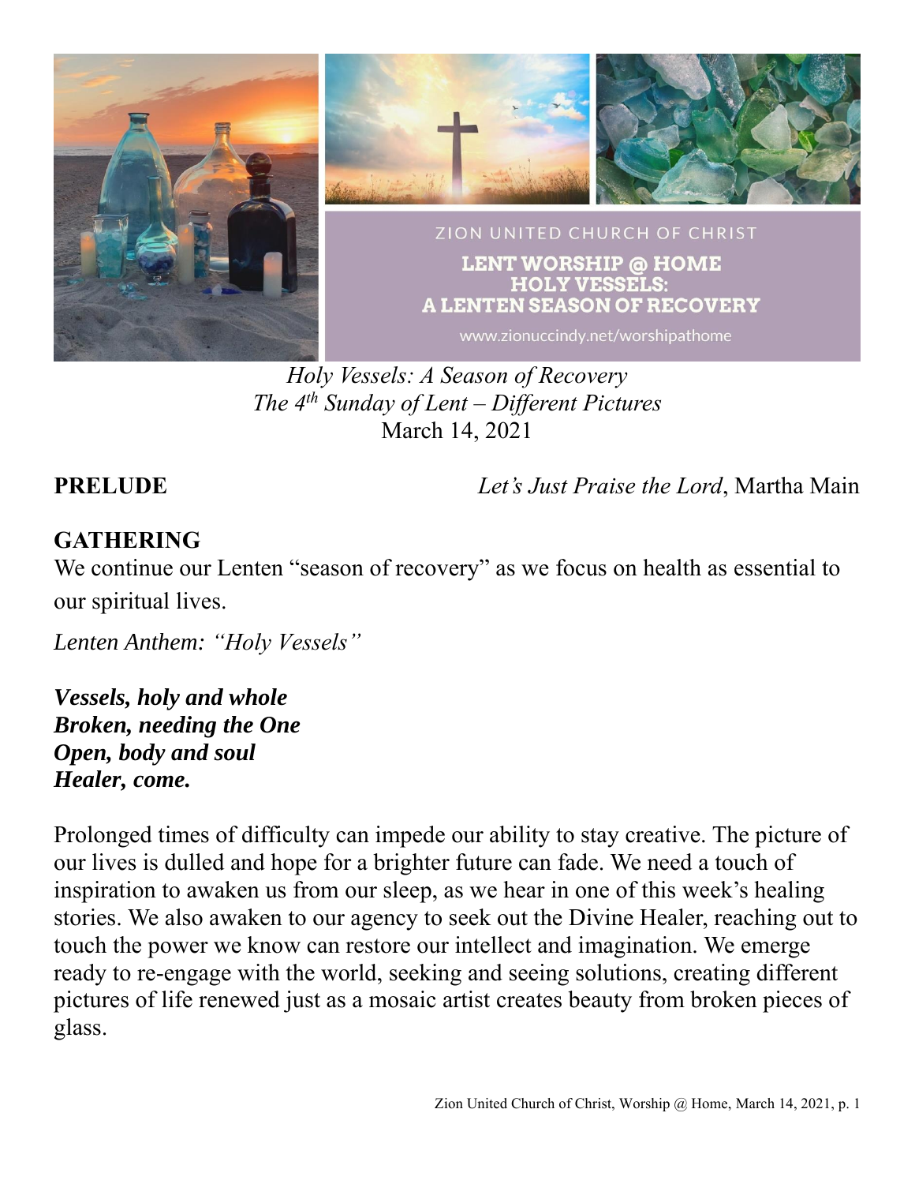ZION UNITED CHURCH OF CHRIST

**LENT WORSHIP @ HOME**
**HOLY VESSELS:**
**A LENTEN SEASON OF RECOVERY**

www.zionuccindy.net/worshipathome

*Holy Vessels: A Season of Recovery*
*The 4th Sunday of Lent – Different Pictures*
March 14, 2021

**PRELUDE** *Let's Just Praise the Lord*, Martha Main

## GATHERING

We continue our Lenten "season of recovery" as we focus on health as essential to our spiritual lives.

*Lenten Anthem: "Holy Vessels"*

***Vessels, holy and whole***
***Broken, needing the One***
***Open, body and soul***
***Healer, come.***

Prolonged times of difficulty can impede our ability to stay creative. The picture of our lives is dulled and hope for a brighter future can fade. We need a touch of inspiration to awaken us from our sleep, as we hear in one of this week's healing stories. We also awaken to our agency to seek out the Divine Healer, reaching out to touch the power we know can restore our intellect and imagination. We emerge ready to re-engage with the world, seeking and seeing solutions, creating different pictures of life renewed just as a mosaic artist creates beauty from broken pieces of glass.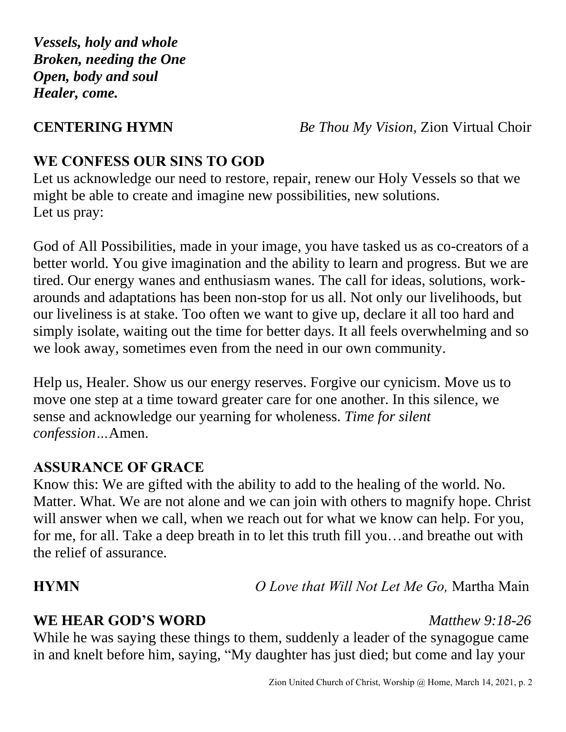***Vessels, holy and whole***
***Broken, needing the One***
***Open, body and soul***
***Healer, come.***

**CENTERING HYMN** *Be Thou My Vision,* Zion Virtual Choir

## WE CONFESS OUR SINS TO GOD

Let us acknowledge our need to restore, repair, renew our Holy Vessels so that we might be able to create and imagine new possibilities, new solutions.
Let us pray:

God of All Possibilities, made in your image, you have tasked us as co-creators of a better world. You give imagination and the ability to learn and progress. But we are tired. Our energy wanes and enthusiasm wanes. The call for ideas, solutions, work-arounds and adaptations has been non-stop for us all. Not only our livelihoods, but our liveliness is at stake. Too often we want to give up, declare it all too hard and simply isolate, waiting out the time for better days. It all feels overwhelming and so we look away, sometimes even from the need in our own community.

Help us, Healer. Show us our energy reserves. Forgive our cynicism. Move us to move one step at a time toward greater care for one another. In this silence, we sense and acknowledge our yearning for wholeness. *Time for silent confession…*Amen.

## ASSURANCE OF GRACE

Know this: We are gifted with the ability to add to the healing of the world. No. Matter. What. We are not alone and we can join with others to magnify hope. Christ will answer when we call, when we reach out for what we know can help. For you, for me, for all. Take a deep breath in to let this truth fill you…and breathe out with the relief of assurance.

**HYMN** *O Love that Will Not Let Me Go,* Martha Main

## WE HEAR GOD'S WORD *Matthew 9:18-26*

While he was saying these things to them, suddenly a leader of the synagogue came in and knelt before him, saying, "My daughter has just died; but come and lay your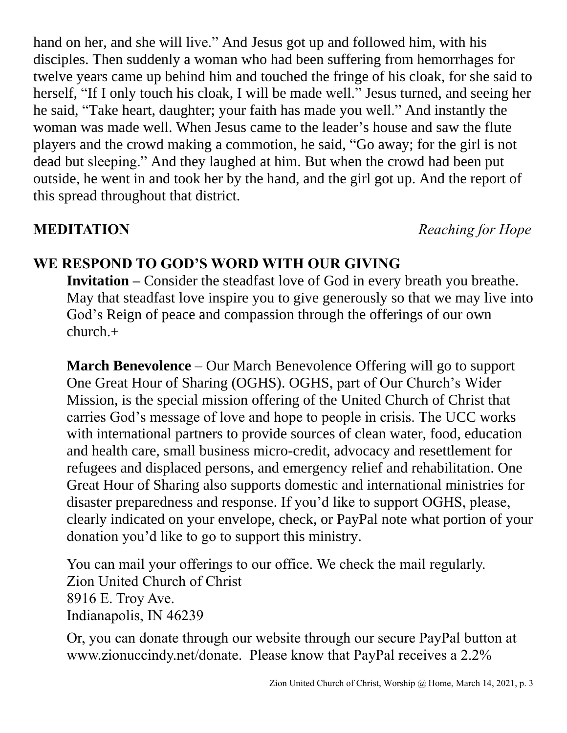hand on her, and she will live." And Jesus got up and followed him, with his disciples. Then suddenly a woman who had been suffering from hemorrhages for twelve years came up behind him and touched the fringe of his cloak, for she said to herself, "If I only touch his cloak, I will be made well." Jesus turned, and seeing her he said, "Take heart, daughter; your faith has made you well." And instantly the woman was made well. When Jesus came to the leader's house and saw the flute players and the crowd making a commotion, he said, "Go away; for the girl is not dead but sleeping." And they laughed at him. But when the crowd had been put outside, he went in and took her by the hand, and the girl got up. And the report of this spread throughout that district.

**MEDITATION** *Reaching for Hope*

**WE RESPOND TO GOD'S WORD WITH OUR GIVING**

**Invitation –** Consider the steadfast love of God in every breath you breathe. May that steadfast love inspire you to give generously so that we may live into God's Reign of peace and compassion through the offerings of our own church.+

**March Benevolence** – Our March Benevolence Offering will go to support One Great Hour of Sharing (OGHS). OGHS, part of Our Church's Wider Mission, is the special mission offering of the United Church of Christ that carries God's message of love and hope to people in crisis. The UCC works with international partners to provide sources of clean water, food, education and health care, small business micro-credit, advocacy and resettlement for refugees and displaced persons, and emergency relief and rehabilitation. One Great Hour of Sharing also supports domestic and international ministries for disaster preparedness and response. If you'd like to support OGHS, please, clearly indicated on your envelope, check, or PayPal note what portion of your donation you'd like to go to support this ministry.

You can mail your offerings to our office. We check the mail regularly.
Zion United Church of Christ
8916 E. Troy Ave.
Indianapolis, IN 46239

Or, you can donate through our website through our secure PayPal button at www.zionuccindy.net/donate. Please know that PayPal receives a 2.2%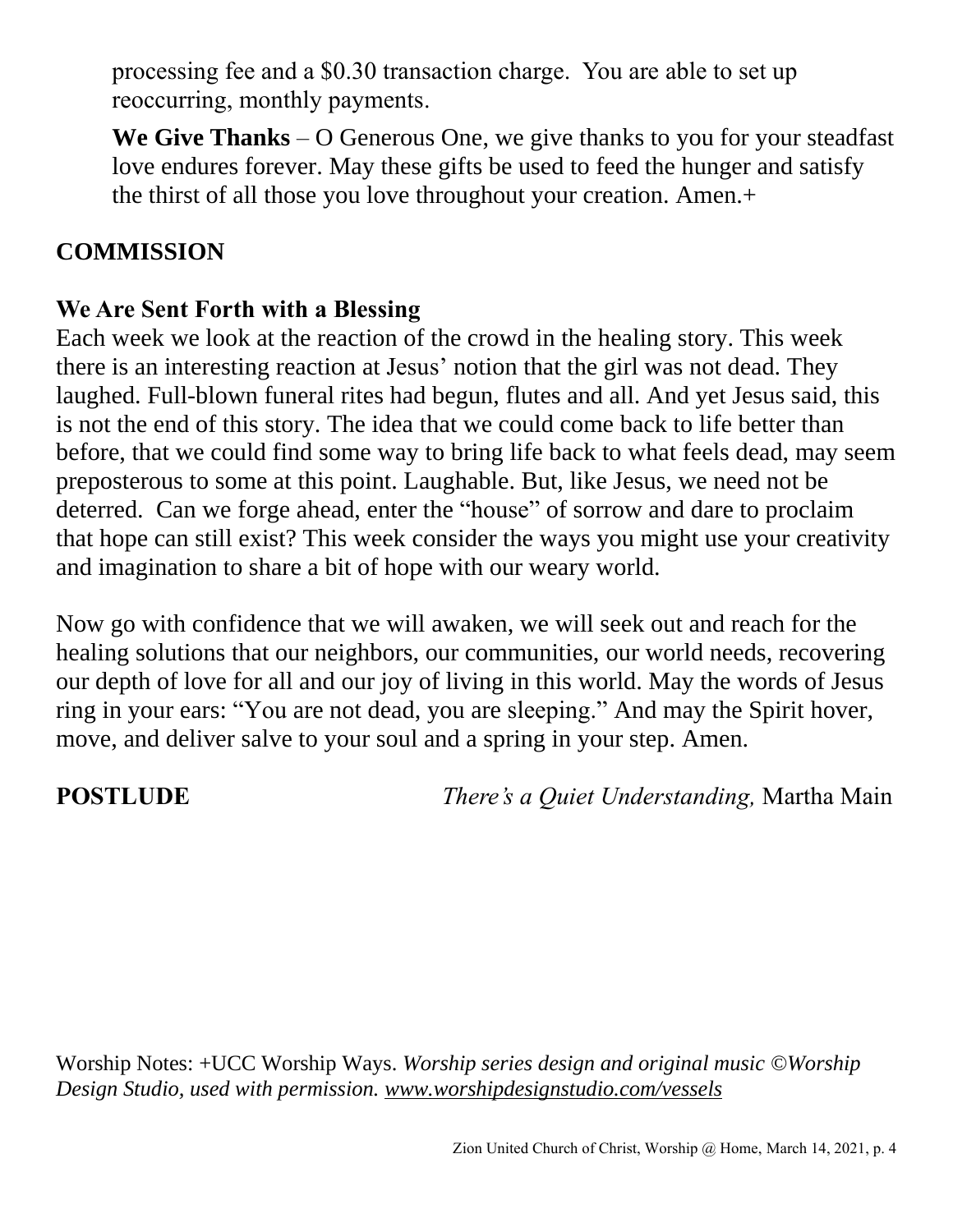processing fee and a $0.30 transaction charge. You are able to set up reoccurring, monthly payments.

**We Give Thanks** – O Generous One, we give thanks to you for your steadfast love endures forever. May these gifts be used to feed the hunger and satisfy the thirst of all those you love throughout your creation. Amen.+

## COMMISSION

### We Are Sent Forth with a Blessing

Each week we look at the reaction of the crowd in the healing story. This week there is an interesting reaction at Jesus' notion that the girl was not dead. They laughed. Full-blown funeral rites had begun, flutes and all. And yet Jesus said, this is not the end of this story. The idea that we could come back to life better than before, that we could find some way to bring life back to what feels dead, may seem preposterous to some at this point. Laughable. But, like Jesus, we need not be deterred. Can we forge ahead, enter the "house" of sorrow and dare to proclaim that hope can still exist? This week consider the ways you might use your creativity and imagination to share a bit of hope with our weary world.

Now go with confidence that we will awaken, we will seek out and reach for the healing solutions that our neighbors, our communities, our world needs, recovering our depth of love for all and our joy of living in this world. May the words of Jesus ring in your ears: "You are not dead, you are sleeping." And may the Spirit hover, move, and deliver salve to your soul and a spring in your step. Amen.

**POSTLUDE** *There's a Quiet Understanding,* Martha Main

Worship Notes: +UCC Worship Ways. *Worship series design and original music ©Worship Design Studio, used with permission. www.worshipdesignstudio.com/vessels*